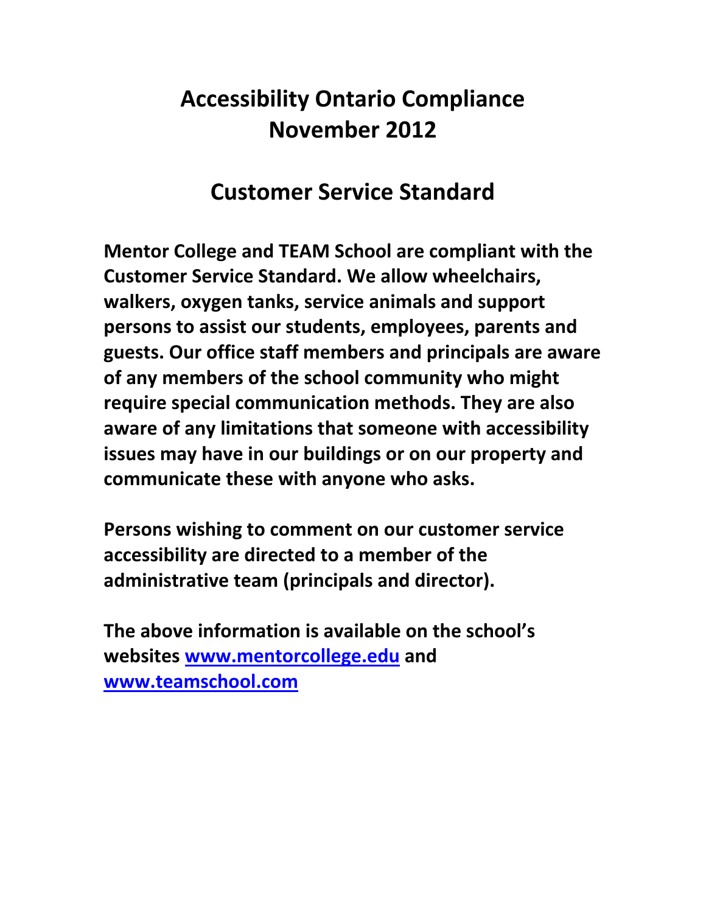# Accessibility Ontario Compliance November 2012

## Customer Service Standard

**Mentor College and TEAM School are compliant with the Customer Service Standard. We allow wheelchairs, walkers, oxygen tanks, service animals and support persons to assist our students, employees, parents and guests. Our office staff members and principals are aware of any members of the school community who might require special communication methods. They are also aware of any limitations that someone with accessibility issues may have in our buildings or on our property and communicate these with anyone who asks.**

**Persons wishing to comment on our customer service accessibility are directed to a member of the administrative team (principals and director).**

**The above information is available on the school's websites [www.mentorcollege.edu](http://www.mentorcollege.edu) and [www.teamschool.com](http://www.teamschool.com)**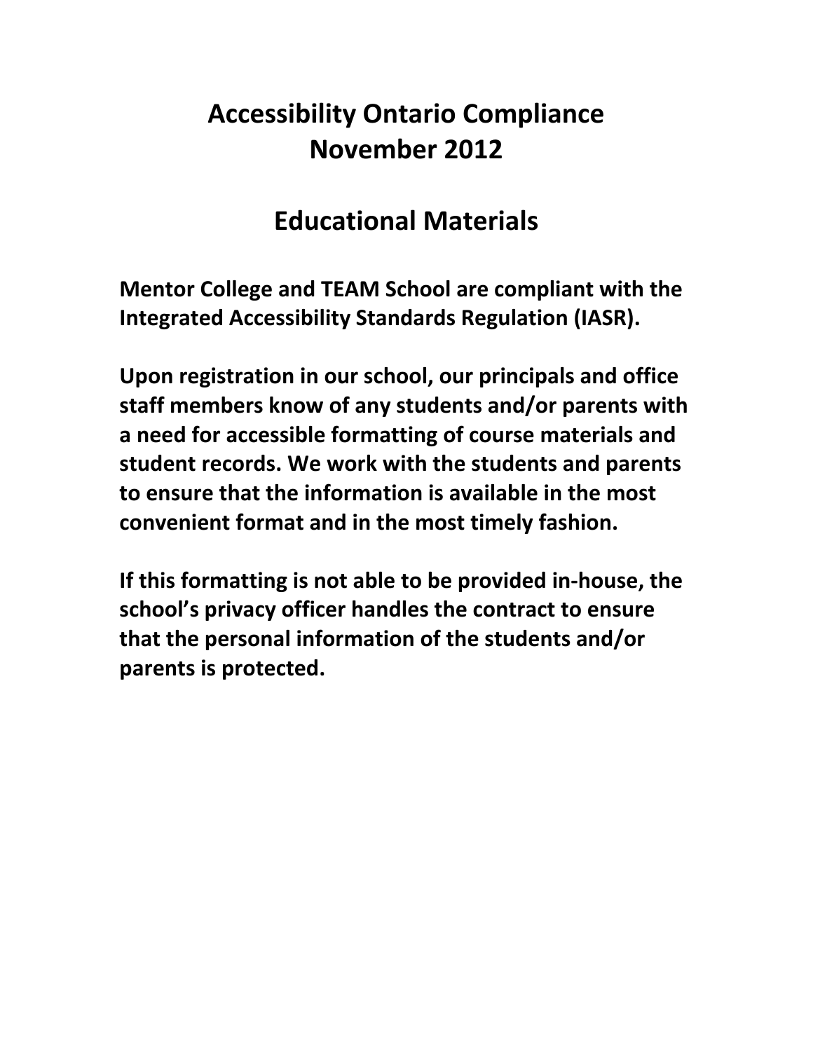# Accessibility Ontario Compliance
# November 2012

## Educational Materials

**Mentor College and TEAM School are compliant with the Integrated Accessibility Standards Regulation (IASR).**

**Upon registration in our school, our principals and office staff members know of any students and/or parents with a need for accessible formatting of course materials and student records. We work with the students and parents to ensure that the information is available in the most convenient format and in the most timely fashion.**

**If this formatting is not able to be provided in-house, the school's privacy officer handles the contract to ensure that the personal information of the students and/or parents is protected.**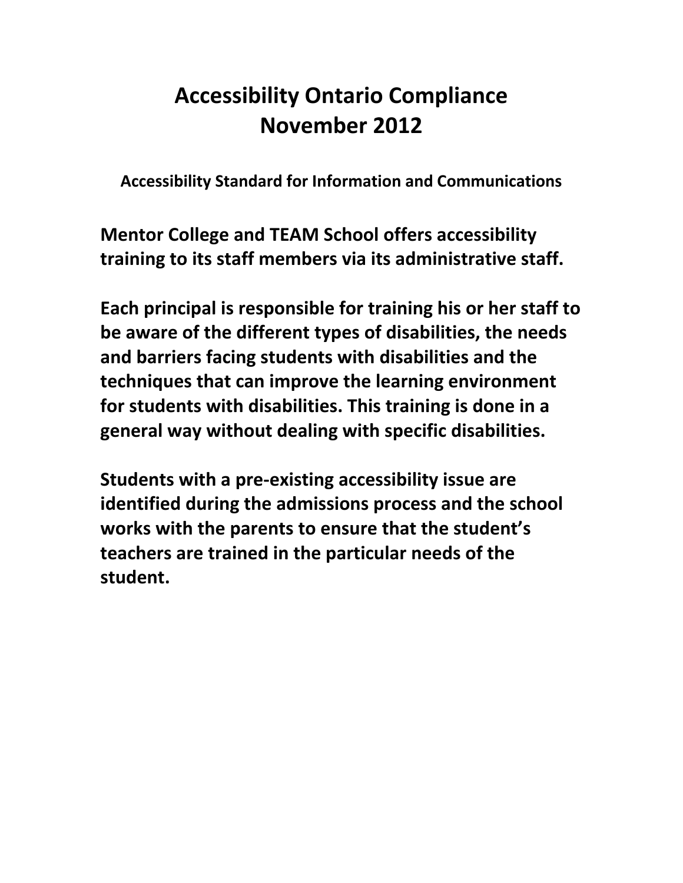# Accessibility Ontario Compliance
# November 2012

### Accessibility Standard for Information and Communications

**Mentor College and TEAM School offers accessibility training to its staff members via its administrative staff.**

**Each principal is responsible for training his or her staff to be aware of the different types of disabilities, the needs and barriers facing students with disabilities and the techniques that can improve the learning environment for students with disabilities. This training is done in a general way without dealing with specific disabilities.**

**Students with a pre-existing accessibility issue are identified during the admissions process and the school works with the parents to ensure that the student's teachers are trained in the particular needs of the student.**